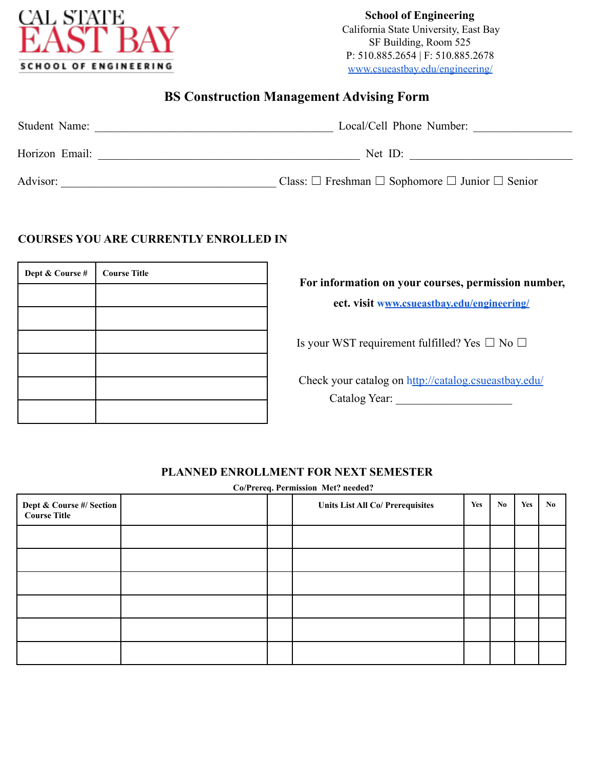CAL STATE EAST BAY
SCHOOL OF ENGINEERING

**School of Engineering**
California State University, East Bay
SF Building, Room 525
P: 510.885.2654 | F: 510.885.2678
www.csueastbay.edu/engineering/

# BS Construction Management Advising Form

Student Name: ________________________________ Local/Cell Phone Number: ______________

Horizon Email: ________________________________ Net ID: ______________________

Advisor: ____________________________ Class: ☐ Freshman ☐ Sophomore ☐ Junior ☐ Senior

## COURSES YOU ARE CURRENTLY ENROLLED IN

| Dept & Course # | Course Title |
|---|---|
| | |
| | |
| | |
| | |
| | |
| | |

**For information on your courses, permission number, ect. visit www.csueastbay.edu/engineering/**

Is your WST requirement fulfilled? Yes ☐ No ☐

Check your catalog on http://catalog.csueastbay.edu/
Catalog Year: ________________

## PLANNED ENROLLMENT FOR NEXT SEMESTER

**Co/Prereq. Permission Met? needed?**

| Dept & Course #/ Section Course Title | | Units | List All Co/ Prerequisites | Yes | No | Yes | No |
|---|---|---|---|---|---|---|---|
| | | | | | | | |
| | | | | | | | |
| | | | | | | | |
| | | | | | | | |
| | | | | | | | |
| | | | | | | | |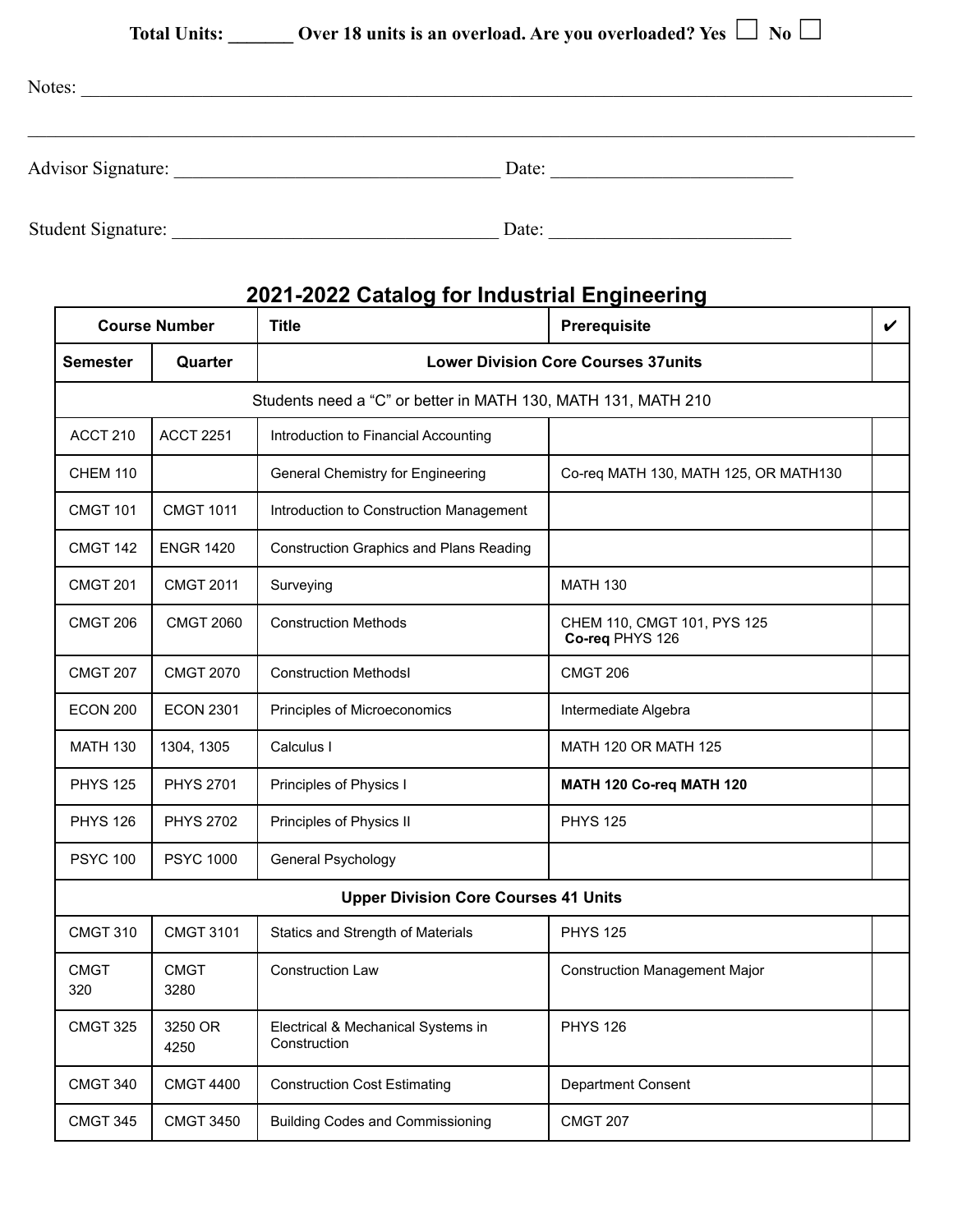**Total Units: _______ Over 18 units is an overload. Are you overloaded? Yes ☐ No ☐**

Notes: ____________________________________________________________________________________

____________________________________________________________________________________________

Advisor Signature: ___________________________________ Date: __________________________

Student Signature: ___________________________________ Date: __________________________

## 2021-2022 Catalog for Industrial Engineering

| Course Number | | Title | Prerequisite | ✔ |
|---|---|---|---|---|
| **Semester** | **Quarter** | **Lower Division Core Courses 37units** | | |
| Students need a "C" or better in MATH 130, MATH 131, MATH 210 | | | | |
| ACCT 210 | ACCT 2251 | Introduction to Financial Accounting | | |
| CHEM 110 | | General Chemistry for Engineering | Co-req MATH 130, MATH 125, OR MATH130 | |
| CMGT 101 | CMGT 1011 | Introduction to Construction Management | | |
| CMGT 142 | ENGR 1420 | Construction Graphics and Plans Reading | | |
| CMGT 201 | CMGT 2011 | Surveying | MATH 130 | |
| CMGT 206 | CMGT 2060 | Construction Methods | CHEM 110, CMGT 101, PYS 125 **Co-req** PHYS 126 | |
| CMGT 207 | CMGT 2070 | Construction MethodsI | CMGT 206 | |
| ECON 200 | ECON 2301 | Principles of Microeconomics | Intermediate Algebra | |
| MATH 130 | 1304, 1305 | Calculus I | MATH 120 OR MATH 125 | |
| PHYS 125 | PHYS 2701 | Principles of Physics I | **MATH 120 Co-req MATH 120** | |
| PHYS 126 | PHYS 2702 | Principles of Physics II | PHYS 125 | |
| PSYC 100 | PSYC 1000 | General Psychology | | |
| **Upper Division Core Courses 41 Units** | | | | |
| CMGT 310 | CMGT 3101 | Statics and Strength of Materials | PHYS 125 | |
| CMGT 320 | CMGT 3280 | Construction Law | Construction Management Major | |
| CMGT 325 | 3250 OR 4250 | Electrical & Mechanical Systems in Construction | PHYS 126 | |
| CMGT 340 | CMGT 4400 | Construction Cost Estimating | Department Consent | |
| CMGT 345 | CMGT 3450 | Building Codes and Commissioning | CMGT 207 | |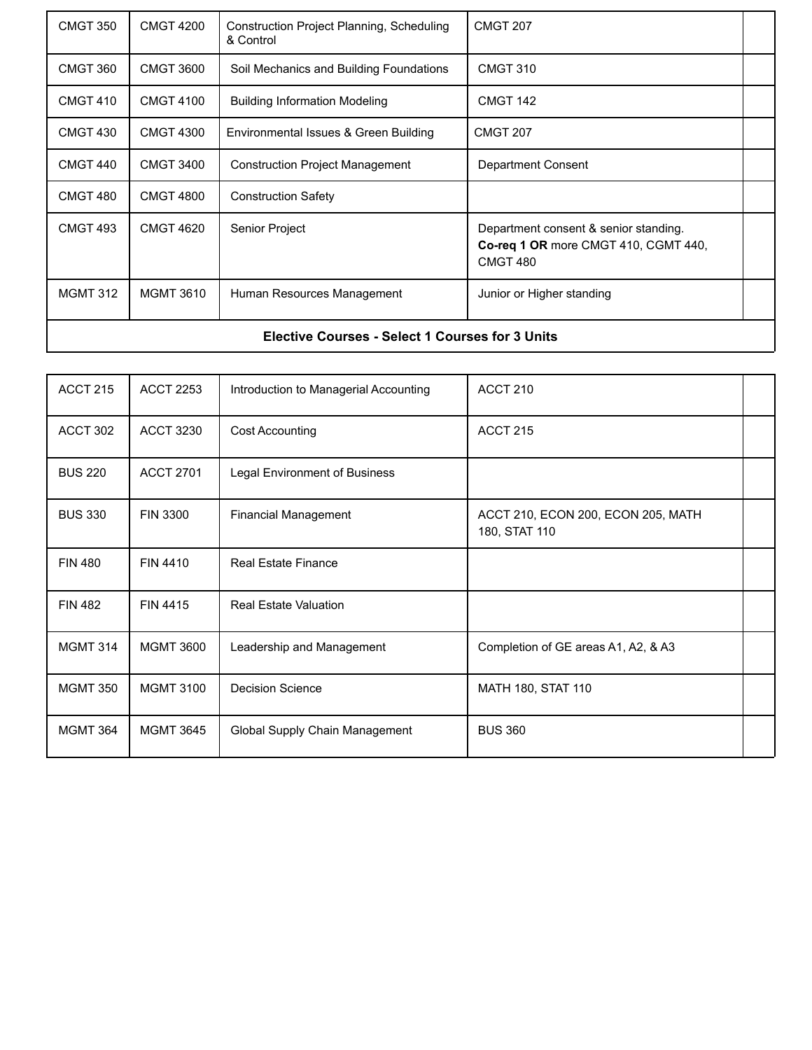| | | | | |
|---|---|---|---|---|
| CMGT 350 | CMGT 4200 | Construction Project Planning, Scheduling & Control | CMGT 207 | |
| CMGT 360 | CMGT 3600 | Soil Mechanics and Building Foundations | CMGT 310 | |
| CMGT 410 | CMGT 4100 | Building Information Modeling | CMGT 142 | |
| CMGT 430 | CMGT 4300 | Environmental Issues & Green Building | CMGT 207 | |
| CMGT 440 | CMGT 3400 | Construction Project Management | Department Consent | |
| CMGT 480 | CMGT 4800 | Construction Safety | | |
| CMGT 493 | CMGT 4620 | Senior Project | Department consent & senior standing. **Co-req 1 OR** more CMGT 410, CGMT 440, CMGT 480 | |
| MGMT 312 | MGMT 3610 | Human Resources Management | Junior or Higher standing | |
| **Elective Courses - Select 1 Courses for 3 Units** | | | | |
| ACCT 215 | ACCT 2253 | Introduction to Managerial Accounting | ACCT 210 | |
| ACCT 302 | ACCT 3230 | Cost Accounting | ACCT 215 | |
| BUS 220 | ACCT 2701 | Legal Environment of Business | | |
| BUS 330 | FIN 3300 | Financial Management | ACCT 210, ECON 200, ECON 205, MATH 180, STAT 110 | |
| FIN 480 | FIN 4410 | Real Estate Finance | | |
| FIN 482 | FIN 4415 | Real Estate Valuation | | |
| MGMT 314 | MGMT 3600 | Leadership and Management | Completion of GE areas A1, A2, & A3 | |
| MGMT 350 | MGMT 3100 | Decision Science | MATH 180, STAT 110 | |
| MGMT 364 | MGMT 3645 | Global Supply Chain Management | BUS 360 | |